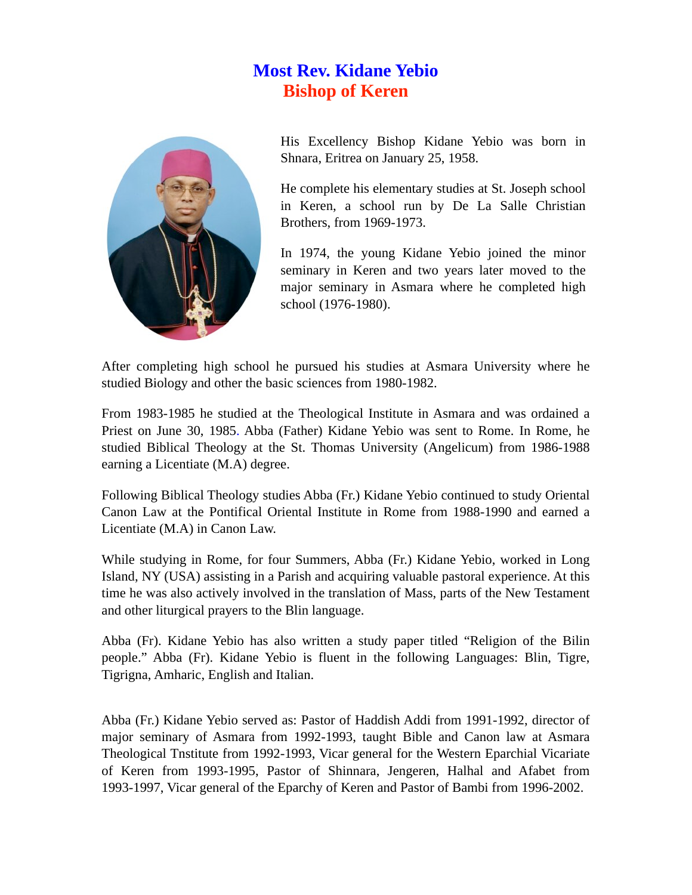# Most Rev. Kidane Yebio
## Bishop of Keren

His Excellency Bishop Kidane Yebio was born in Shnara, Eritrea on January 25, 1958.

He complete his elementary studies at St. Joseph school in Keren, a school run by De La Salle Christian Brothers, from 1969-1973.

In 1974, the young Kidane Yebio joined the minor seminary in Keren and two years later moved to the major seminary in Asmara where he completed high school (1976-1980).

After completing high school he pursued his studies at Asmara University where he studied Biology and other the basic sciences from 1980-1982.

From 1983-1985 he studied at the Theological Institute in Asmara and was ordained a Priest on June 30, 1985. Abba (Father) Kidane Yebio was sent to Rome. In Rome, he studied Biblical Theology at the St. Thomas University (Angelicum) from 1986-1988 earning a Licentiate (M.A) degree.

Following Biblical Theology studies Abba (Fr.) Kidane Yebio continued to study Oriental Canon Law at the Pontifical Oriental Institute in Rome from 1988-1990 and earned a Licentiate (M.A) in Canon Law.

While studying in Rome, for four Summers, Abba (Fr.) Kidane Yebio, worked in Long Island, NY (USA) assisting in a Parish and acquiring valuable pastoral experience. At this time he was also actively involved in the translation of Mass, parts of the New Testament and other liturgical prayers to the Blin language.

Abba (Fr). Kidane Yebio has also written a study paper titled "Religion of the Bilin people." Abba (Fr). Kidane Yebio is fluent in the following Languages: Blin, Tigre, Tigrigna, Amharic, English and Italian.

Abba (Fr.) Kidane Yebio served as: Pastor of Haddish Addi from 1991-1992, director of major seminary of Asmara from 1992-1993, taught Bible and Canon law at Asmara Theological Tnstitute from 1992-1993, Vicar general for the Western Eparchial Vicariate of Keren from 1993-1995, Pastor of Shinnara, Jengeren, Halhal and Afabet from 1993-1997, Vicar general of the Eparchy of Keren and Pastor of Bambi from 1996-2002.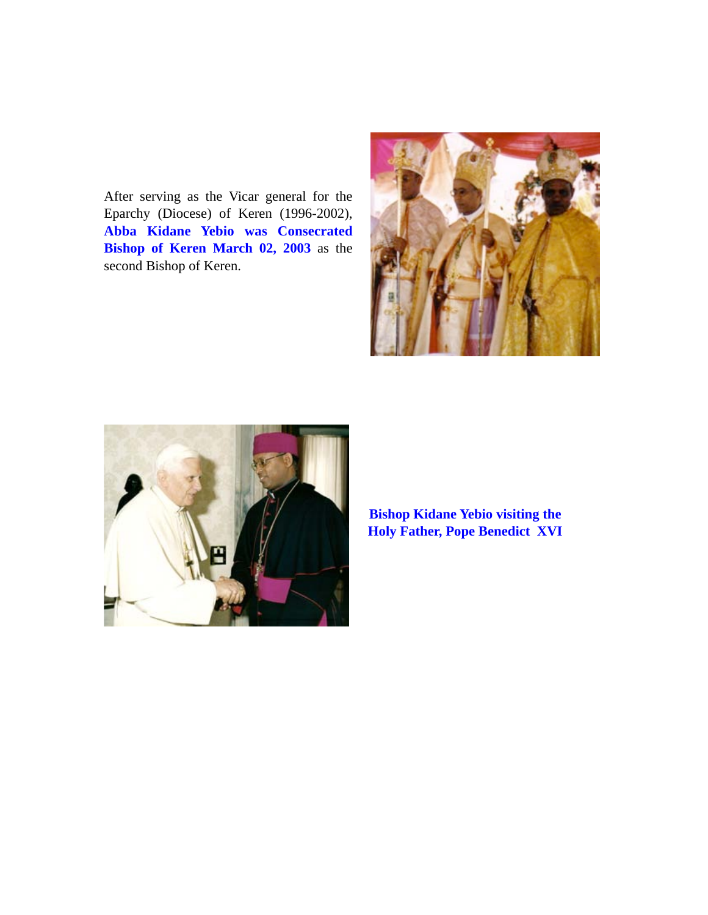After serving as the Vicar general for the Eparchy (Diocese) of Keren (1996-2002), **Abba Kidane Yebio was Consecrated Bishop of Keren March 02, 2003** as the second Bishop of Keren.

**Bishop Kidane Yebio visiting the Holy Father, Pope Benedict XVI**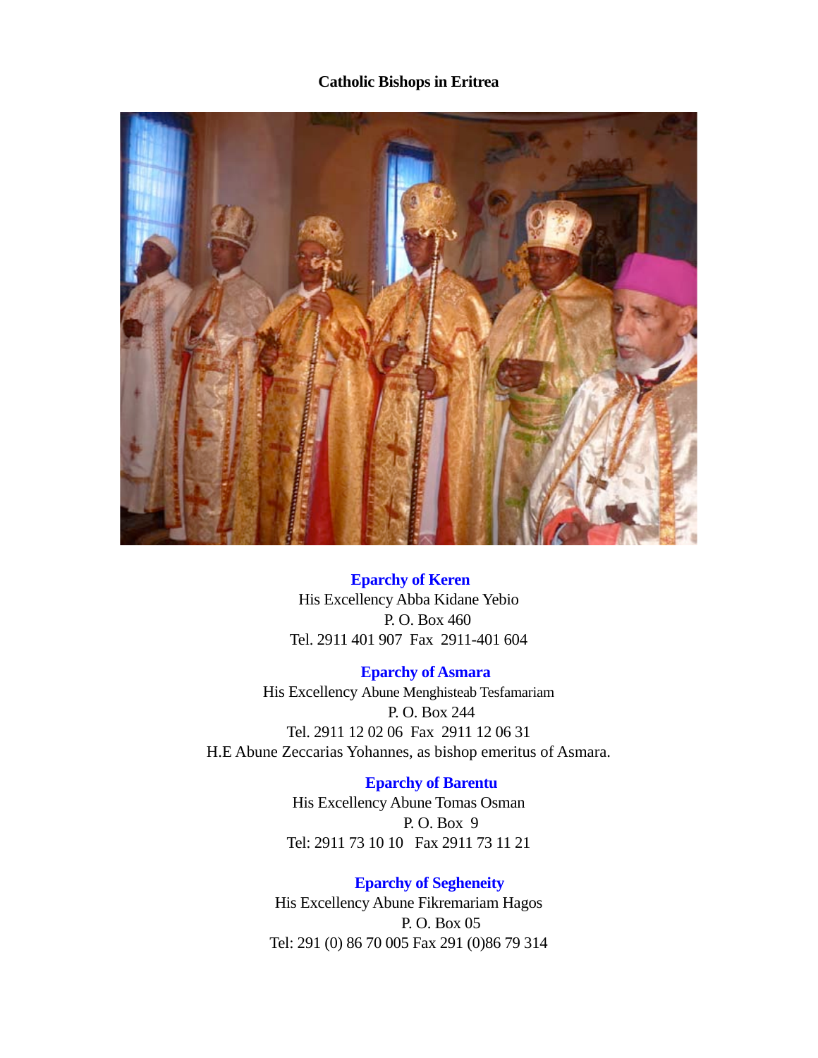**Catholic Bishops in Eritrea**

**Eparchy of Keren**

His Excellency Abba Kidane Yebio
P. O. Box 460
Tel. 2911 401 907 Fax 2911-401 604

**Eparchy of Asmara**

His Excellency Abune Menghisteab Tesfamariam
P. O. Box 244
Tel. 2911 12 02 06 Fax 2911 12 06 31
H.E Abune Zeccarias Yohannes, as bishop emeritus of Asmara.

**Eparchy of Barentu**

His Excellency Abune Tomas Osman
P. O. Box 9
Tel: 2911 73 10 10 Fax 2911 73 11 21

**Eparchy of Segheneity**

His Excellency Abune Fikremariam Hagos
P. O. Box 05
Tel: 291 (0) 86 70 005 Fax 291 (0)86 79 314